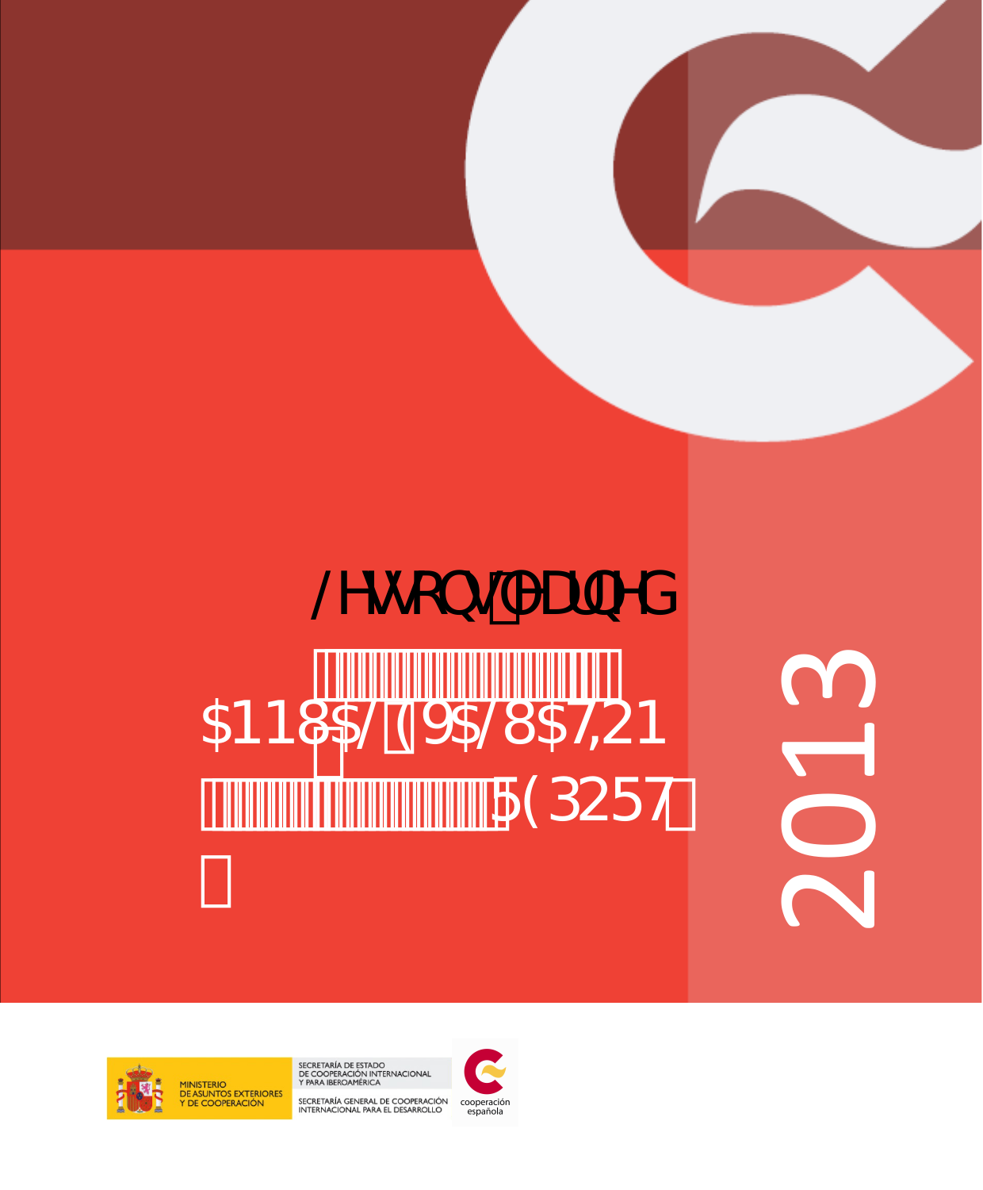# Lessons learned

## ANNUAL EVALUATION REPORT

2013

MINISTERIO DE ASUNTOS EXTERIORES Y DE COOPERACIÓN

SECRETARÍA DE ESTADO DE COOPERACIÓN INTERNACIONAL Y PARA IBEROAMÉRICA

SECRETARÍA GENERAL DE COOPERACIÓN INTERNACIONAL PARA EL DESARROLLO

cooperación española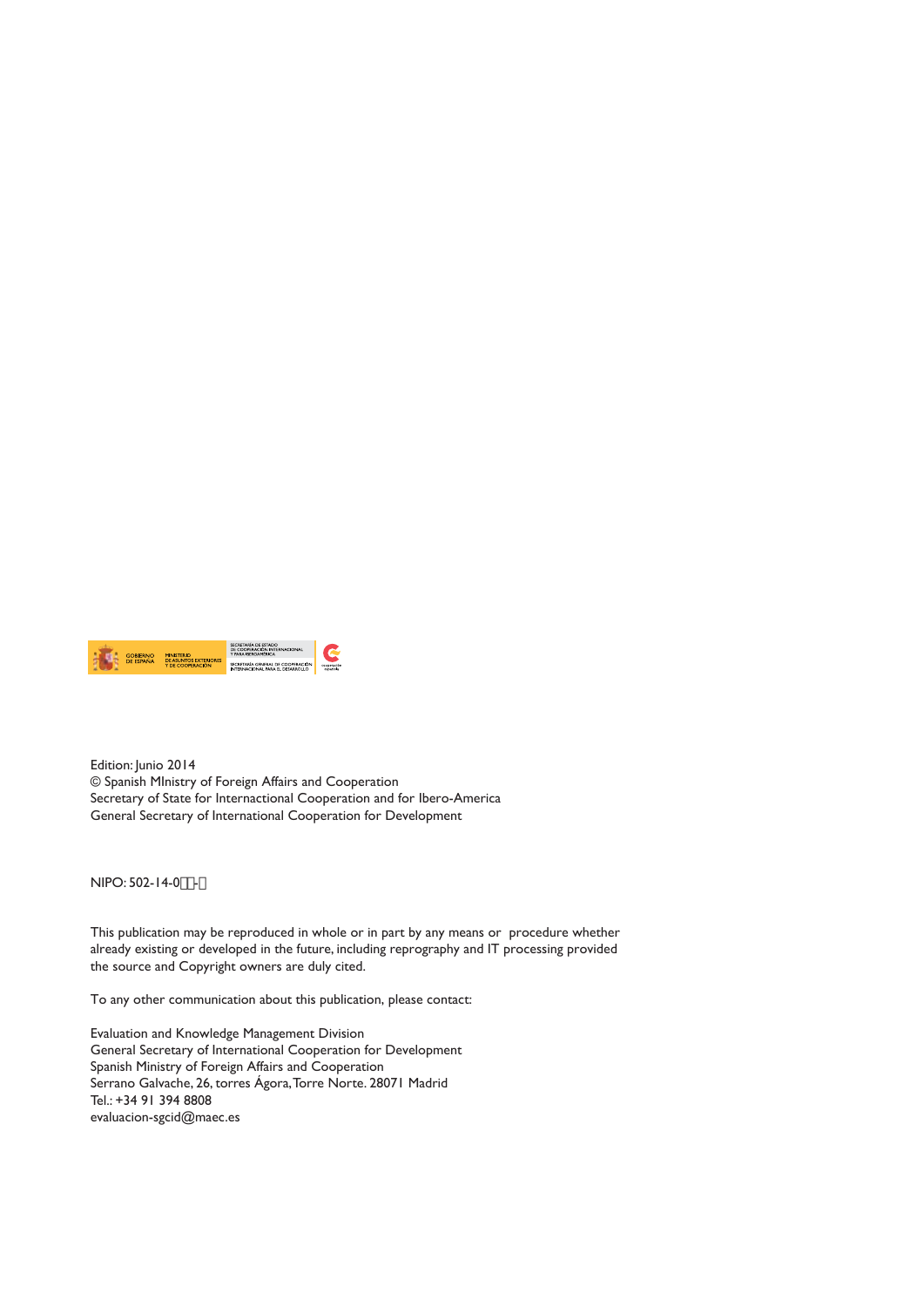Edition: Junio 2014
© Spanish MInistry of Foreign Affairs and Cooperation
Secretary of State for Internactional Cooperation and for Ibero-America
General Secretary of International Cooperation for Development

NIPO: 502-14-0--

This publication may be reproduced in whole or in part by any means or procedure whether already existing or developed in the future, including reprography and IT processing provided the source and Copyright owners are duly cited.

To any other communication about this publication, please contact:

Evaluation and Knowledge Management Division
General Secretary of International Cooperation for Development
Spanish Ministry of Foreign Affairs and Cooperation
Serrano Galvache, 26, torres Ágora, Torre Norte. 28071 Madrid
Tel.: +34 91 394 8808
evaluacion-sgcid@maec.es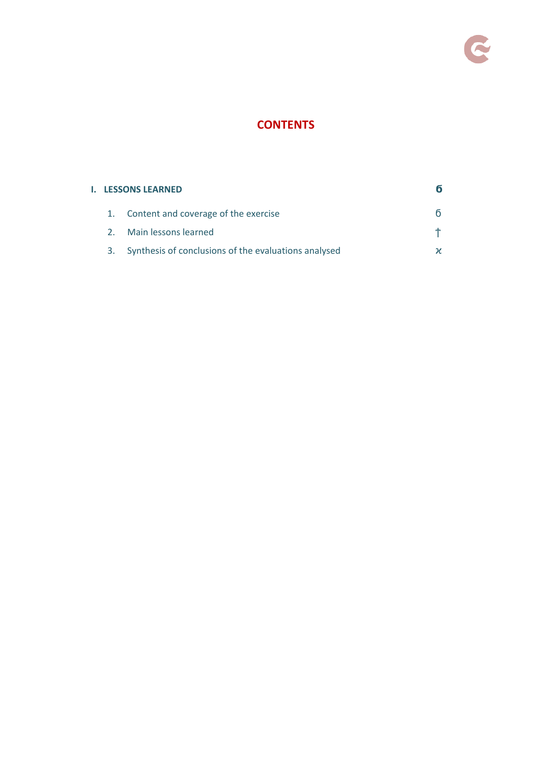# CONTENTS

| | |
|---|---|
| **I. LESSONS LEARNED** | **б** |
| 1. Content and coverage of the exercise | б |
| 2. Main lessons learned | † |
| 3. Synthesis of conclusions of the evaluations analysed | ϰ |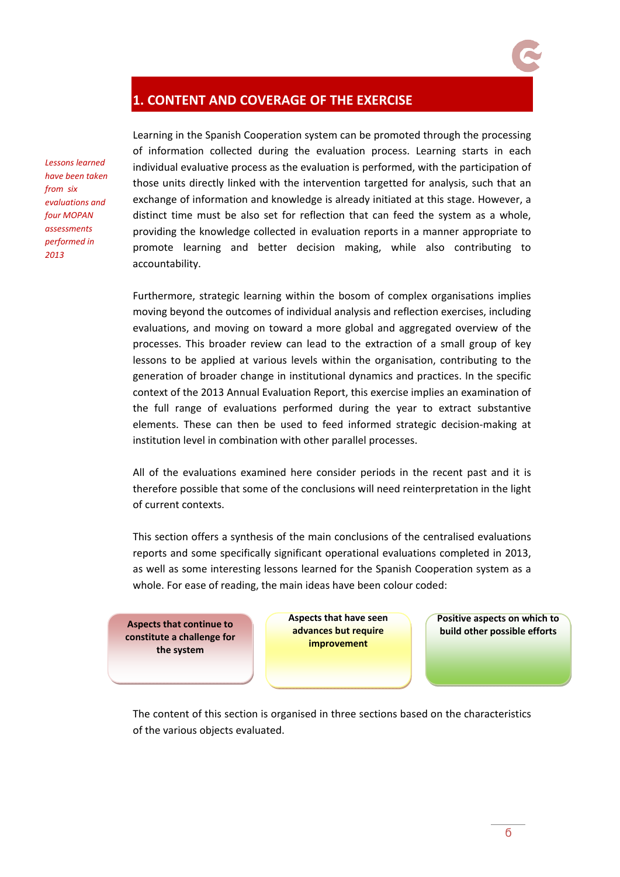## 1. CONTENT AND COVERAGE OF THE EXERCISE

*Lessons learned have been taken from six evaluations and four MOPAN assessments performed in 2013*

Learning in the Spanish Cooperation system can be promoted through the processing of information collected during the evaluation process. Learning starts in each individual evaluative process as the evaluation is performed, with the participation of those units directly linked with the intervention targetted for analysis, such that an exchange of information and knowledge is already initiated at this stage. However, a distinct time must be also set for reflection that can feed the system as a whole, providing the knowledge collected in evaluation reports in a manner appropriate to promote learning and better decision making, while also contributing to accountability.

Furthermore, strategic learning within the bosom of complex organisations implies moving beyond the outcomes of individual analysis and reflection exercises, including evaluations, and moving on toward a more global and aggregated overview of the processes. This broader review can lead to the extraction of a small group of key lessons to be applied at various levels within the organisation, contributing to the generation of broader change in institutional dynamics and practices. In the specific context of the 2013 Annual Evaluation Report, this exercise implies an examination of the full range of evaluations performed during the year to extract substantive elements. These can then be used to feed informed strategic decision-making at institution level in combination with other parallel processes.

All of the evaluations examined here consider periods in the recent past and it is therefore possible that some of the conclusions will need reinterpretation in the light of current contexts.

This section offers a synthesis of the main conclusions of the centralised evaluations reports and some specifically significant operational evaluations completed in 2013, as well as some interesting lessons learned for the Spanish Cooperation system as a whole. For ease of reading, the main ideas have been colour coded:

- **Aspects that continue to constitute a challenge for the system**
- **Aspects that have seen advances but require improvement**
- **Positive aspects on which to build other possible efforts**

The content of this section is organised in three sections based on the characteristics of the various objects evaluated.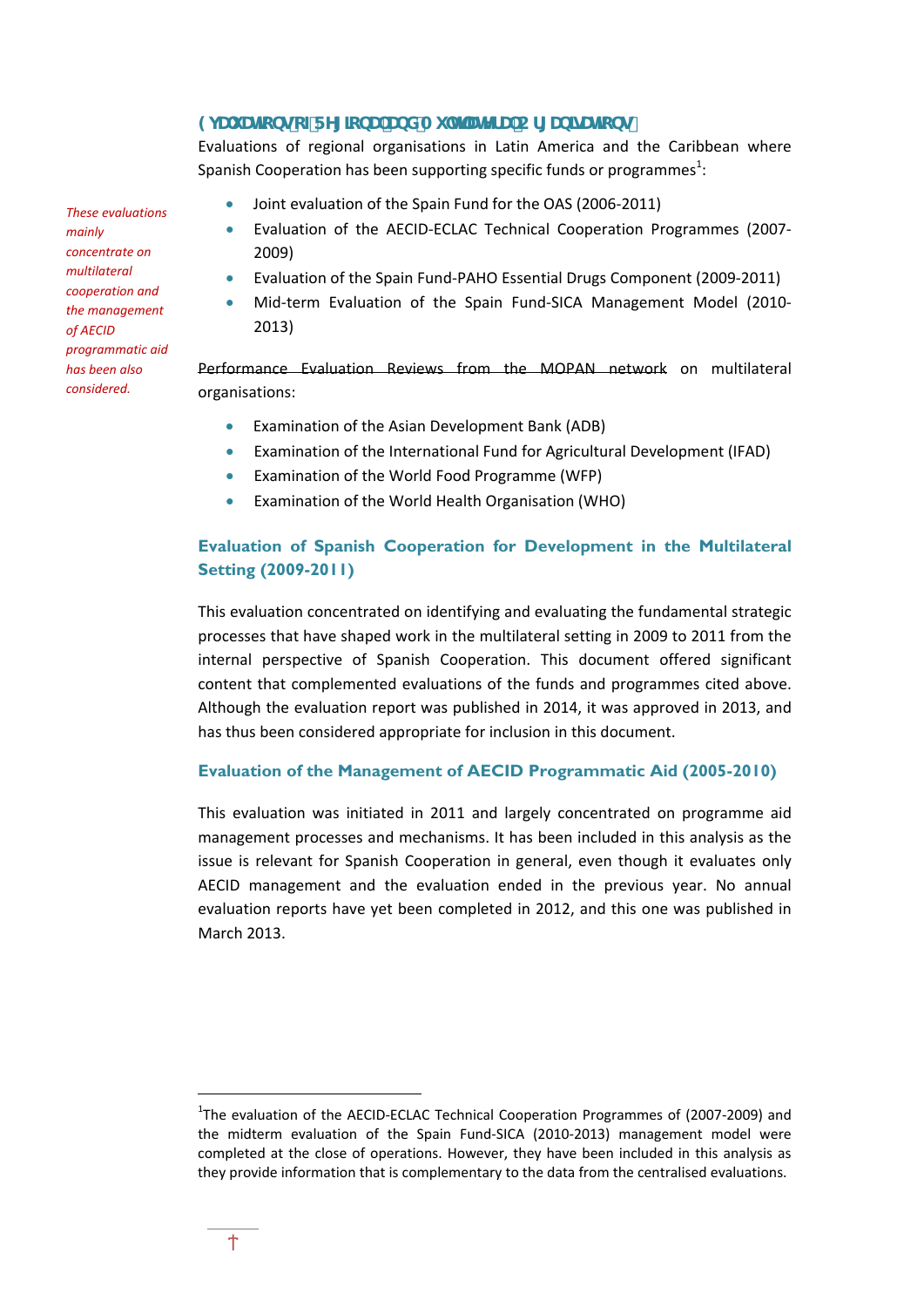### Evaluations of Regional and Multilateral Organisations

Evaluations of regional organisations in Latin America and the Caribbean where Spanish Cooperation has been supporting specific funds or programmes[1]:

*These evaluations mainly concentrate on multilateral cooperation and the management of AECID programmatic aid has been also considered.*

- Joint evaluation of the Spain Fund for the OAS (2006-2011)
- Evaluation of the AECID-ECLAC Technical Cooperation Programmes (2007-2009)
- Evaluation of the Spain Fund-PAHO Essential Drugs Component (2009-2011)
- Mid-term Evaluation of the Spain Fund-SICA Management Model (2010-2013)

~~Performance Evaluation Reviews from the MOPAN network~~ on multilateral organisations:

- Examination of the Asian Development Bank (ADB)
- Examination of the International Fund for Agricultural Development (IFAD)
- Examination of the World Food Programme (WFP)
- Examination of the World Health Organisation (WHO)

### Evaluation of Spanish Cooperation for Development in the Multilateral Setting (2009-2011)

This evaluation concentrated on identifying and evaluating the fundamental strategic processes that have shaped work in the multilateral setting in 2009 to 2011 from the internal perspective of Spanish Cooperation. This document offered significant content that complemented evaluations of the funds and programmes cited above. Although the evaluation report was published in 2014, it was approved in 2013, and has thus been considered appropriate for inclusion in this document.

#### Evaluation of the Management of AECID Programmatic Aid (2005-2010)

This evaluation was initiated in 2011 and largely concentrated on programme aid management processes and mechanisms. It has been included in this analysis as the issue is relevant for Spanish Cooperation in general, even though it evaluates only AECID management and the evaluation ended in the previous year. No annual evaluation reports have yet been completed in 2012, and this one was published in March 2013.

---

[1]The evaluation of the AECID-ECLAC Technical Cooperation Programmes of (2007-2009) and the midterm evaluation of the Spain Fund-SICA (2010-2013) management model were completed at the close of operations. However, they have been included in this analysis as they provide information that is complementary to the data from the centralised evaluations.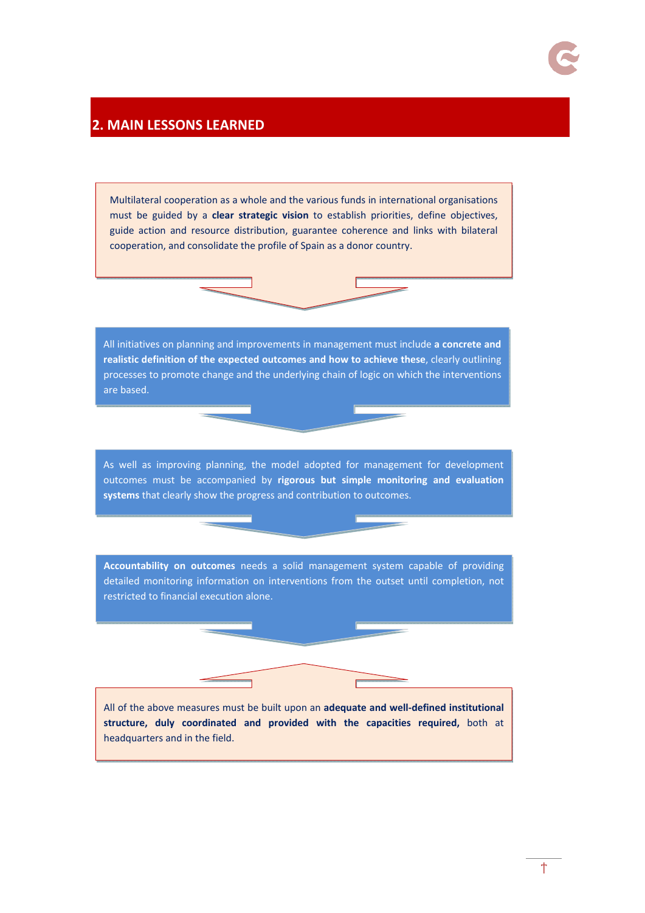## 2. MAIN LESSONS LEARNED

Multilateral cooperation as a whole and the various funds in international organisations must be guided by a **clear strategic vision** to establish priorities, define objectives, guide action and resource distribution, guarantee coherence and links with bilateral cooperation, and consolidate the profile of Spain as a donor country.

All initiatives on planning and improvements in management must include **a concrete and realistic definition of the expected outcomes and how to achieve these**, clearly outlining processes to promote change and the underlying chain of logic on which the interventions are based.

As well as improving planning, the model adopted for management for development outcomes must be accompanied by **rigorous but simple monitoring and evaluation systems** that clearly show the progress and contribution to outcomes.

**Accountability on outcomes** needs a solid management system capable of providing detailed monitoring information on interventions from the outset until completion, not restricted to financial execution alone.

All of the above measures must be built upon an **adequate and well-defined institutional structure, duly coordinated and provided with the capacities required,** both at headquarters and in the field.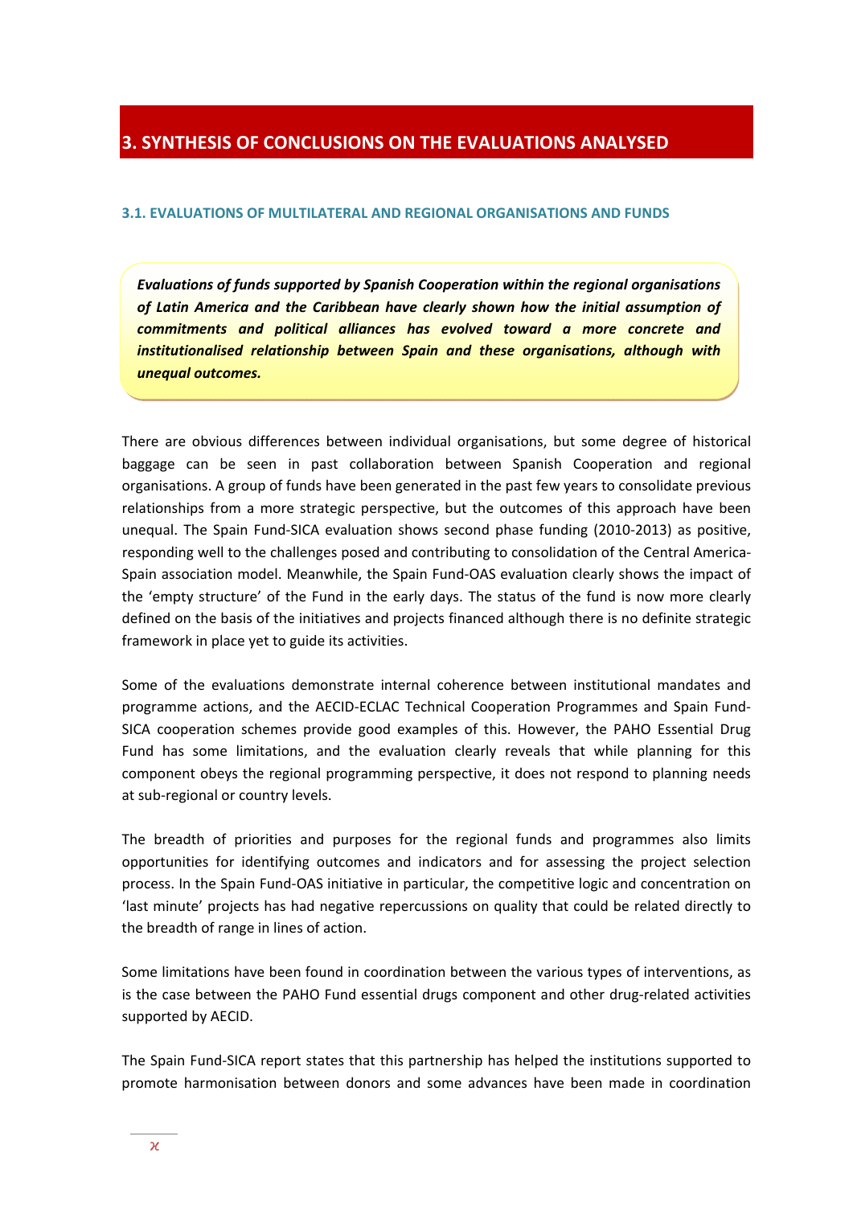# 3. SYNTHESIS OF CONCLUSIONS ON THE EVALUATIONS ANALYSED

## 3.1. EVALUATIONS OF MULTILATERAL AND REGIONAL ORGANISATIONS AND FUNDS

***Evaluations of funds supported by Spanish Cooperation within the regional organisations of Latin America and the Caribbean have clearly shown how the initial assumption of commitments and political alliances has evolved toward a more concrete and institutionalised relationship between Spain and these organisations, although with unequal outcomes.***

There are obvious differences between individual organisations, but some degree of historical baggage can be seen in past collaboration between Spanish Cooperation and regional organisations. A group of funds have been generated in the past few years to consolidate previous relationships from a more strategic perspective, but the outcomes of this approach have been unequal. The Spain Fund-SICA evaluation shows second phase funding (2010-2013) as positive, responding well to the challenges posed and contributing to consolidation of the Central America-Spain association model. Meanwhile, the Spain Fund-OAS evaluation clearly shows the impact of the 'empty structure' of the Fund in the early days. The status of the fund is now more clearly defined on the basis of the initiatives and projects financed although there is no definite strategic framework in place yet to guide its activities.

Some of the evaluations demonstrate internal coherence between institutional mandates and programme actions, and the AECID-ECLAC Technical Cooperation Programmes and Spain Fund-SICA cooperation schemes provide good examples of this. However, the PAHO Essential Drug Fund has some limitations, and the evaluation clearly reveals that while planning for this component obeys the regional programming perspective, it does not respond to planning needs at sub-regional or country levels.

The breadth of priorities and purposes for the regional funds and programmes also limits opportunities for identifying outcomes and indicators and for assessing the project selection process. In the Spain Fund-OAS initiative in particular, the competitive logic and concentration on 'last minute' projects has had negative repercussions on quality that could be related directly to the breadth of range in lines of action.

Some limitations have been found in coordination between the various types of interventions, as is the case between the PAHO Fund essential drugs component and other drug-related activities supported by AECID.

The Spain Fund-SICA report states that this partnership has helped the institutions supported to promote harmonisation between donors and some advances have been made in coordination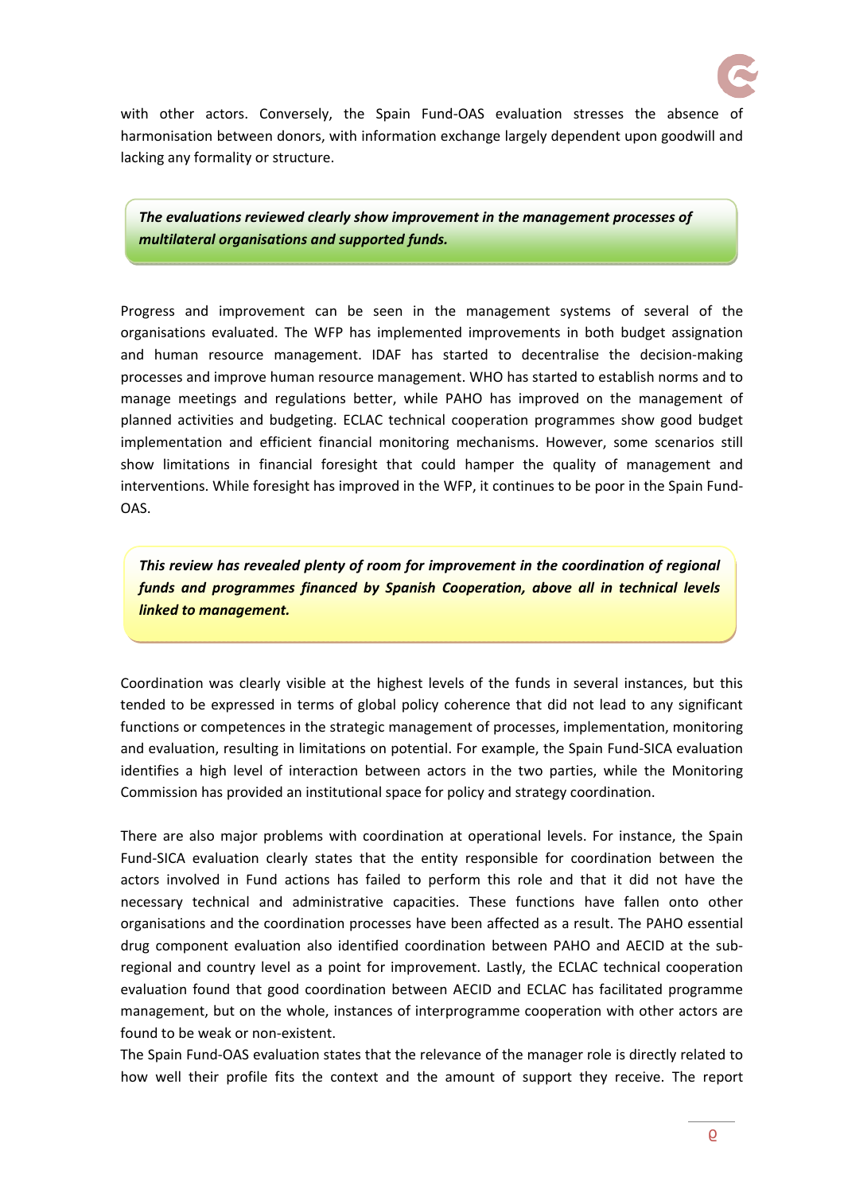with other actors. Conversely, the Spain Fund-OAS evaluation stresses the absence of harmonisation between donors, with information exchange largely dependent upon goodwill and lacking any formality or structure.

***The evaluations reviewed clearly show improvement in the management processes of multilateral organisations and supported funds.***

Progress and improvement can be seen in the management systems of several of the organisations evaluated. The WFP has implemented improvements in both budget assignation and human resource management. IDAF has started to decentralise the decision-making processes and improve human resource management. WHO has started to establish norms and to manage meetings and regulations better, while PAHO has improved on the management of planned activities and budgeting. ECLAC technical cooperation programmes show good budget implementation and efficient financial monitoring mechanisms. However, some scenarios still show limitations in financial foresight that could hamper the quality of management and interventions. While foresight has improved in the WFP, it continues to be poor in the Spain Fund-OAS.

***This review has revealed plenty of room for improvement in the coordination of regional funds and programmes financed by Spanish Cooperation, above all in technical levels linked to management.***

Coordination was clearly visible at the highest levels of the funds in several instances, but this tended to be expressed in terms of global policy coherence that did not lead to any significant functions or competences in the strategic management of processes, implementation, monitoring and evaluation, resulting in limitations on potential. For example, the Spain Fund-SICA evaluation identifies a high level of interaction between actors in the two parties, while the Monitoring Commission has provided an institutional space for policy and strategy coordination.

There are also major problems with coordination at operational levels. For instance, the Spain Fund-SICA evaluation clearly states that the entity responsible for coordination between the actors involved in Fund actions has failed to perform this role and that it did not have the necessary technical and administrative capacities. These functions have fallen onto other organisations and the coordination processes have been affected as a result. The PAHO essential drug component evaluation also identified coordination between PAHO and AECID at the sub-regional and country level as a point for improvement. Lastly, the ECLAC technical cooperation evaluation found that good coordination between AECID and ECLAC has facilitated programme management, but on the whole, instances of interprogramme cooperation with other actors are found to be weak or non-existent.

The Spain Fund-OAS evaluation states that the relevance of the manager role is directly related to how well their profile fits the context and the amount of support they receive. The report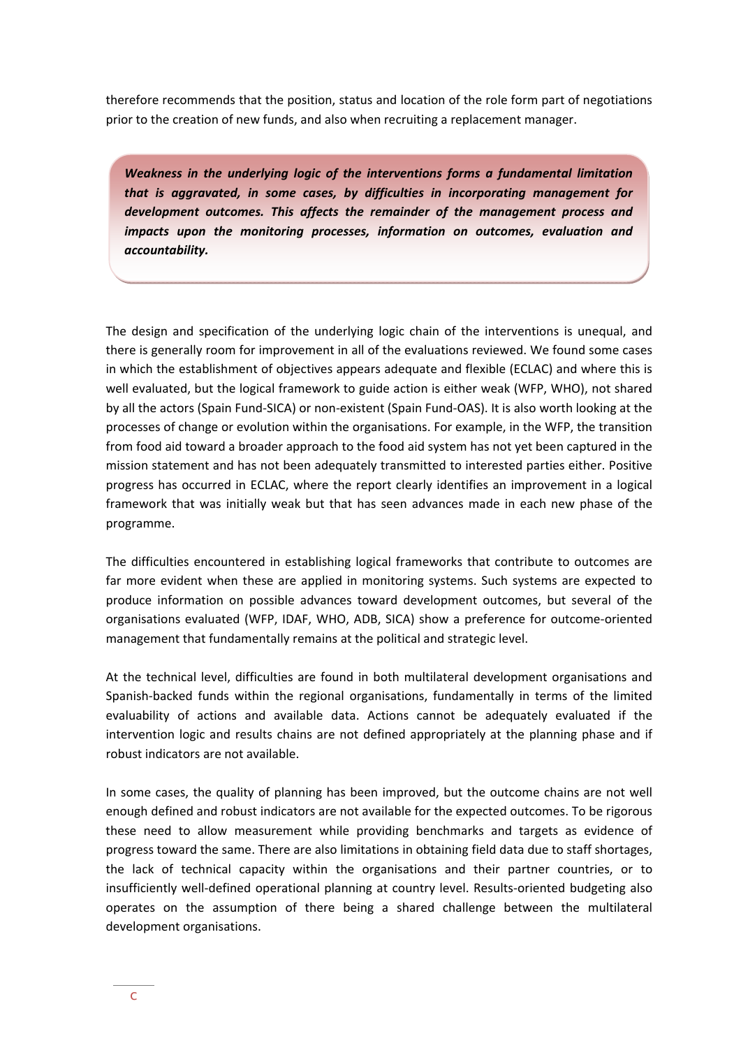therefore recommends that the position, status and location of the role form part of negotiations prior to the creation of new funds, and also when recruiting a replacement manager.

> ***Weakness in the underlying logic of the interventions forms a fundamental limitation that is aggravated, in some cases, by difficulties in incorporating management for development outcomes. This affects the remainder of the management process and impacts upon the monitoring processes, information on outcomes, evaluation and accountability.***

The design and specification of the underlying logic chain of the interventions is unequal, and there is generally room for improvement in all of the evaluations reviewed. We found some cases in which the establishment of objectives appears adequate and flexible (ECLAC) and where this is well evaluated, but the logical framework to guide action is either weak (WFP, WHO), not shared by all the actors (Spain Fund-SICA) or non-existent (Spain Fund-OAS). It is also worth looking at the processes of change or evolution within the organisations. For example, in the WFP, the transition from food aid toward a broader approach to the food aid system has not yet been captured in the mission statement and has not been adequately transmitted to interested parties either. Positive progress has occurred in ECLAC, where the report clearly identifies an improvement in a logical framework that was initially weak but that has seen advances made in each new phase of the programme.

The difficulties encountered in establishing logical frameworks that contribute to outcomes are far more evident when these are applied in monitoring systems. Such systems are expected to produce information on possible advances toward development outcomes, but several of the organisations evaluated (WFP, IDAF, WHO, ADB, SICA) show a preference for outcome-oriented management that fundamentally remains at the political and strategic level.

At the technical level, difficulties are found in both multilateral development organisations and Spanish-backed funds within the regional organisations, fundamentally in terms of the limited evaluability of actions and available data. Actions cannot be adequately evaluated if the intervention logic and results chains are not defined appropriately at the planning phase and if robust indicators are not available.

In some cases, the quality of planning has been improved, but the outcome chains are not well enough defined and robust indicators are not available for the expected outcomes. To be rigorous these need to allow measurement while providing benchmarks and targets as evidence of progress toward the same. There are also limitations in obtaining field data due to staff shortages, the lack of technical capacity within the organisations and their partner countries, or to insufficiently well-defined operational planning at country level. Results-oriented budgeting also operates on the assumption of there being a shared challenge between the multilateral development organisations.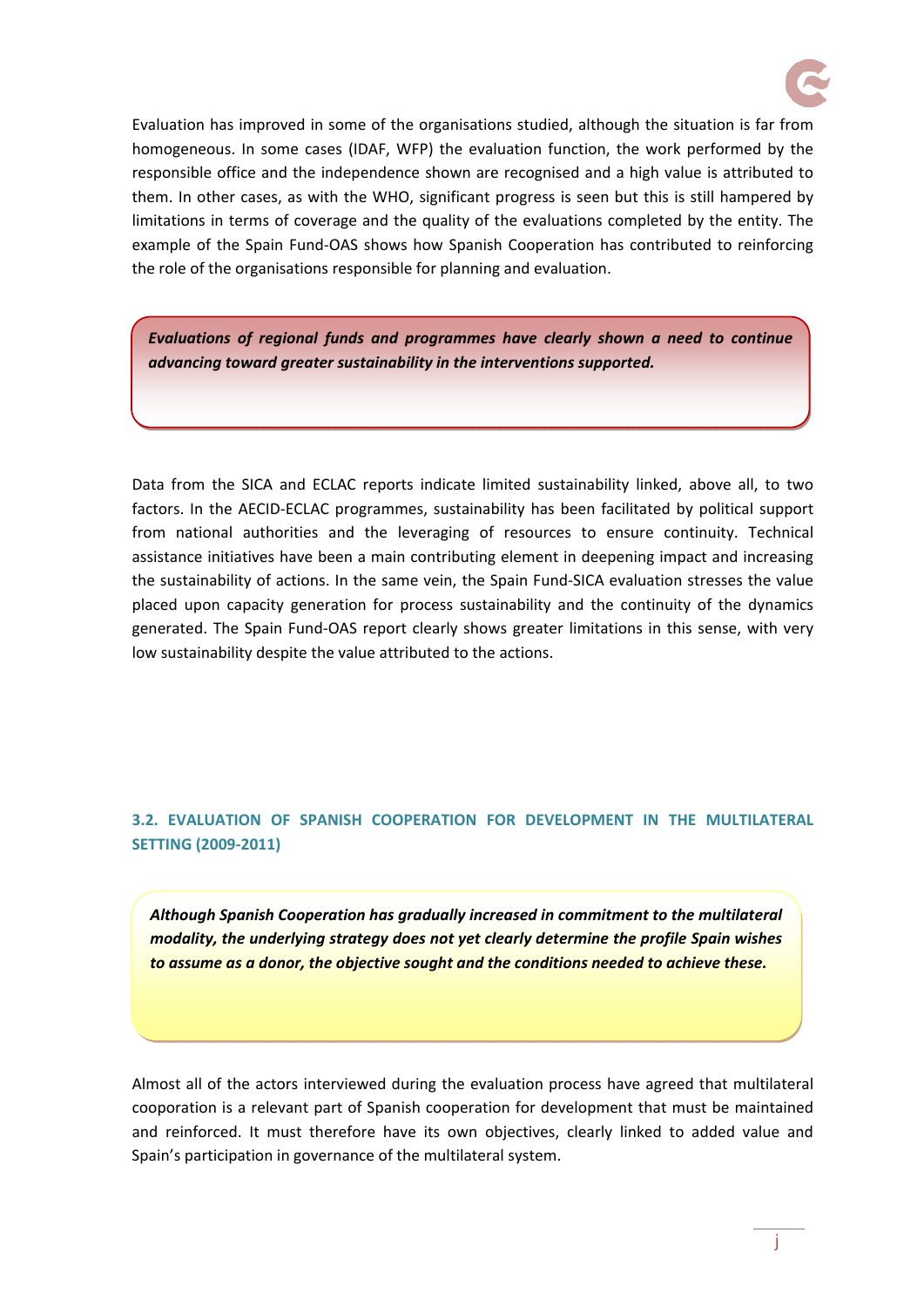Evaluation has improved in some of the organisations studied, although the situation is far from homogeneous. In some cases (IDAF, WFP) the evaluation function, the work performed by the responsible office and the independence shown are recognised and a high value is attributed to them. In other cases, as with the WHO, significant progress is seen but this is still hampered by limitations in terms of coverage and the quality of the evaluations completed by the entity. The example of the Spain Fund-OAS shows how Spanish Cooperation has contributed to reinforcing the role of the organisations responsible for planning and evaluation.

***Evaluations of regional funds and programmes have clearly shown a need to continue advancing toward greater sustainability in the interventions supported.***

Data from the SICA and ECLAC reports indicate limited sustainability linked, above all, to two factors. In the AECID-ECLAC programmes, sustainability has been facilitated by political support from national authorities and the leveraging of resources to ensure continuity. Technical assistance initiatives have been a main contributing element in deepening impact and increasing the sustainability of actions. In the same vein, the Spain Fund-SICA evaluation stresses the value placed upon capacity generation for process sustainability and the continuity of the dynamics generated. The Spain Fund-OAS report clearly shows greater limitations in this sense, with very low sustainability despite the value attributed to the actions.

### 3.2. EVALUATION OF SPANISH COOPERATION FOR DEVELOPMENT IN THE MULTILATERAL SETTING (2009-2011)

***Although Spanish Cooperation has gradually increased in commitment to the multilateral modality, the underlying strategy does not yet clearly determine the profile Spain wishes to assume as a donor, the objective sought and the conditions needed to achieve these.***

Almost all of the actors interviewed during the evaluation process have agreed that multilateral cooperation is a relevant part of Spanish cooperation for development that must be maintained and reinforced. It must therefore have its own objectives, clearly linked to added value and Spain's participation in governance of the multilateral system.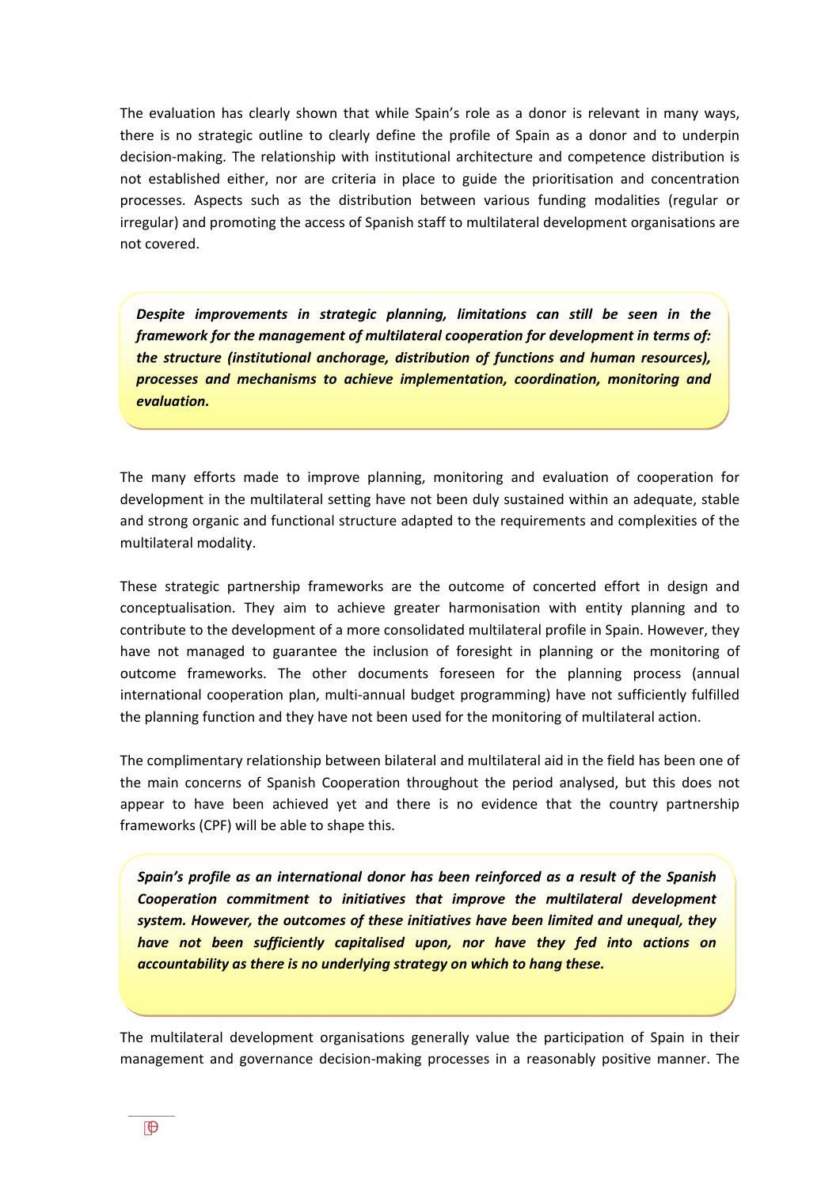The evaluation has clearly shown that while Spain's role as a donor is relevant in many ways, there is no strategic outline to clearly define the profile of Spain as a donor and to underpin decision-making. The relationship with institutional architecture and competence distribution is not established either, nor are criteria in place to guide the prioritisation and concentration processes. Aspects such as the distribution between various funding modalities (regular or irregular) and promoting the access of Spanish staff to multilateral development organisations are not covered.

***Despite improvements in strategic planning, limitations can still be seen in the framework for the management of multilateral cooperation for development in terms of: the structure (institutional anchorage, distribution of functions and human resources), processes and mechanisms to achieve implementation, coordination, monitoring and evaluation.***

The many efforts made to improve planning, monitoring and evaluation of cooperation for development in the multilateral setting have not been duly sustained within an adequate, stable and strong organic and functional structure adapted to the requirements and complexities of the multilateral modality.

These strategic partnership frameworks are the outcome of concerted effort in design and conceptualisation. They aim to achieve greater harmonisation with entity planning and to contribute to the development of a more consolidated multilateral profile in Spain. However, they have not managed to guarantee the inclusion of foresight in planning or the monitoring of outcome frameworks. The other documents foreseen for the planning process (annual international cooperation plan, multi-annual budget programming) have not sufficiently fulfilled the planning function and they have not been used for the monitoring of multilateral action.

The complimentary relationship between bilateral and multilateral aid in the field has been one of the main concerns of Spanish Cooperation throughout the period analysed, but this does not appear to have been achieved yet and there is no evidence that the country partnership frameworks (CPF) will be able to shape this.

***Spain's profile as an international donor has been reinforced as a result of the Spanish Cooperation commitment to initiatives that improve the multilateral development system. However, the outcomes of these initiatives have been limited and unequal, they have not been sufficiently capitalised upon, nor have they fed into actions on accountability as there is no underlying strategy on which to hang these.***

The multilateral development organisations generally value the participation of Spain in their management and governance decision-making processes in a reasonably positive manner. The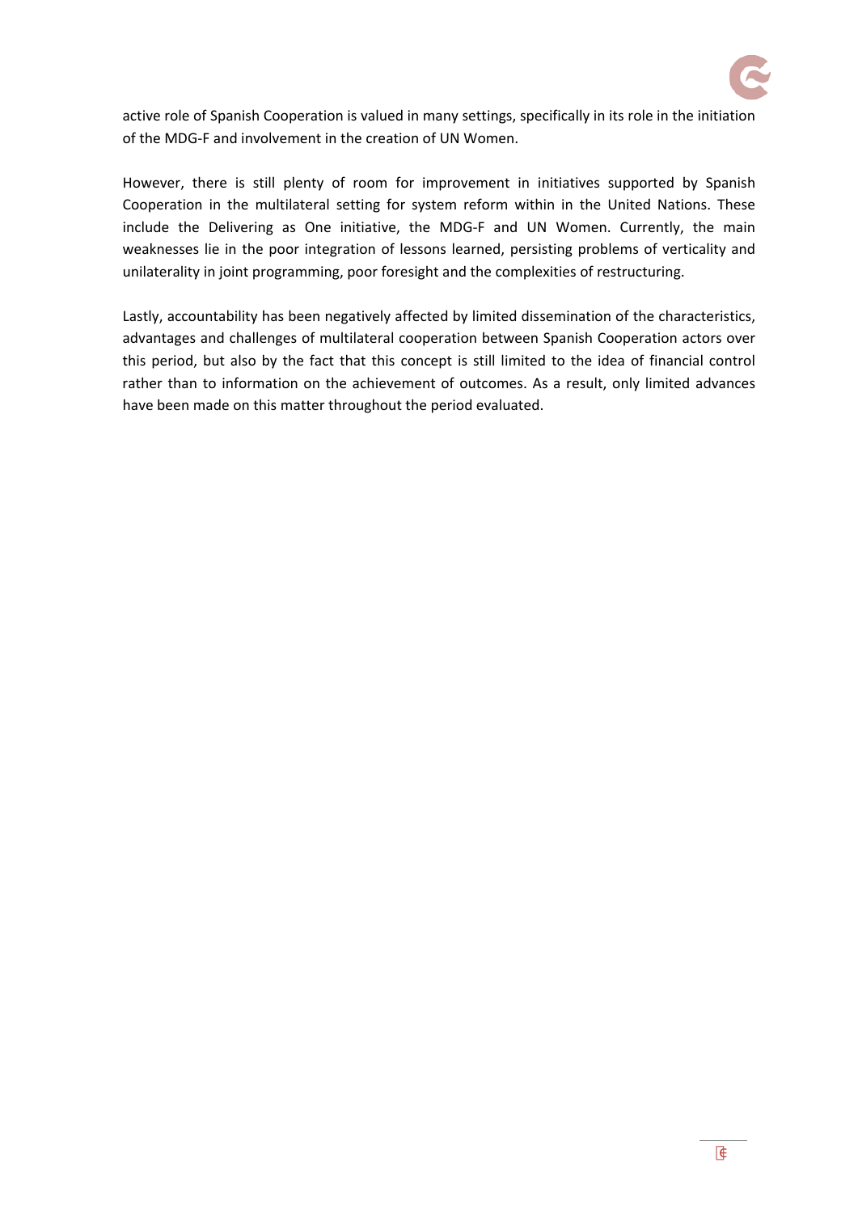active role of Spanish Cooperation is valued in many settings, specifically in its role in the initiation of the MDG-F and involvement in the creation of UN Women.

However, there is still plenty of room for improvement in initiatives supported by Spanish Cooperation in the multilateral setting for system reform within in the United Nations. These include the Delivering as One initiative, the MDG-F and UN Women. Currently, the main weaknesses lie in the poor integration of lessons learned, persisting problems of verticality and unilaterality in joint programming, poor foresight and the complexities of restructuring.

Lastly, accountability has been negatively affected by limited dissemination of the characteristics, advantages and challenges of multilateral cooperation between Spanish Cooperation actors over this period, but also by the fact that this concept is still limited to the idea of financial control rather than to information on the achievement of outcomes. As a result, only limited advances have been made on this matter throughout the period evaluated.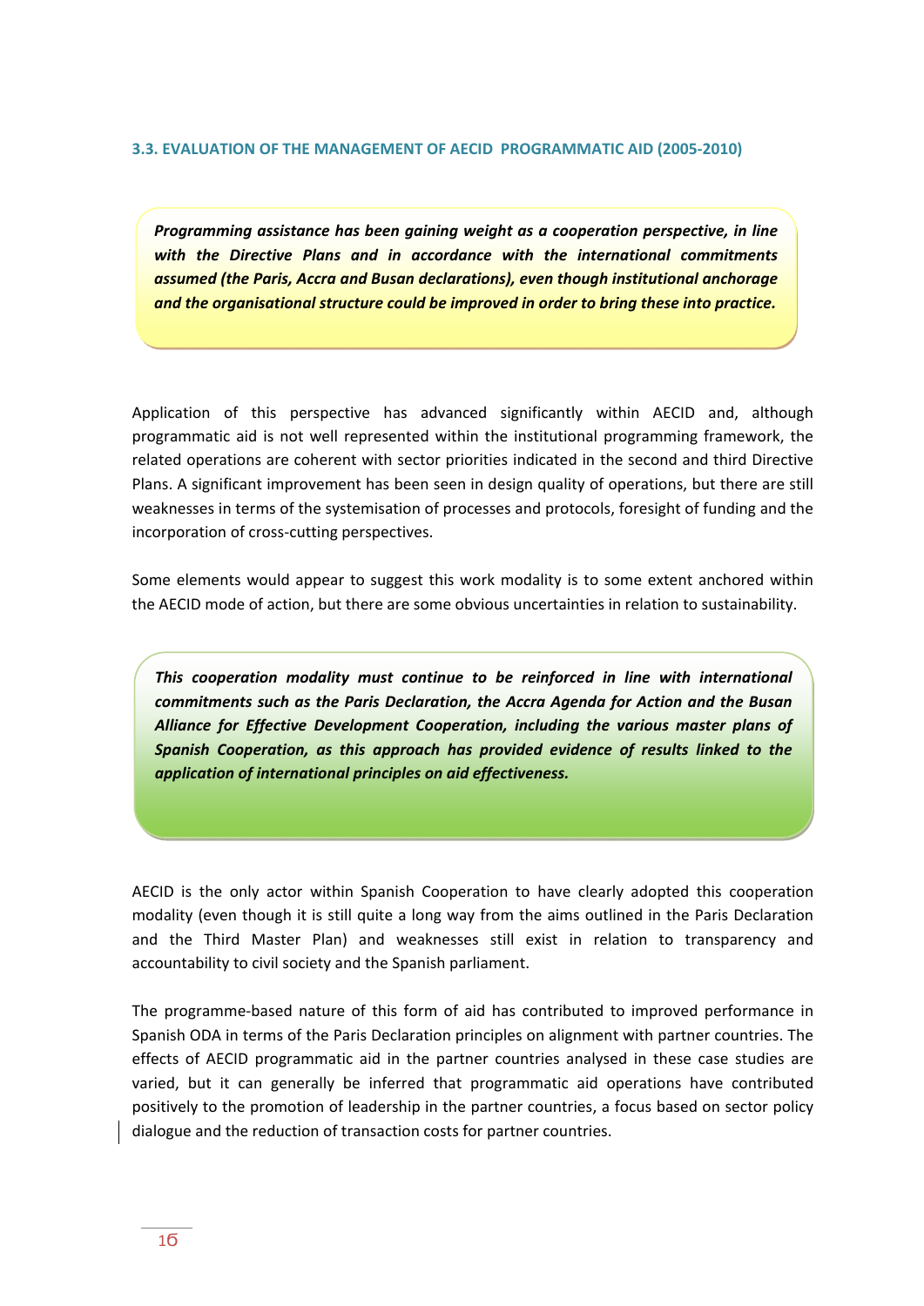### 3.3. EVALUATION OF THE MANAGEMENT OF AECID PROGRAMMATIC AID (2005-2010)

***Programming assistance has been gaining weight as a cooperation perspective, in line with the Directive Plans and in accordance with the international commitments assumed (the Paris, Accra and Busan declarations), even though institutional anchorage and the organisational structure could be improved in order to bring these into practice.***

Application of this perspective has advanced significantly within AECID and, although programmatic aid is not well represented within the institutional programming framework, the related operations are coherent with sector priorities indicated in the second and third Directive Plans. A significant improvement has been seen in design quality of operations, but there are still weaknesses in terms of the systemisation of processes and protocols, foresight of funding and the incorporation of cross-cutting perspectives.

Some elements would appear to suggest this work modality is to some extent anchored within the AECID mode of action, but there are some obvious uncertainties in relation to sustainability.

***This cooperation modality must continue to be reinforced in line with international commitments such as the Paris Declaration, the Accra Agenda for Action and the Busan Alliance for Effective Development Cooperation, including the various master plans of Spanish Cooperation, as this approach has provided evidence of results linked to the application of international principles on aid effectiveness.***

AECID is the only actor within Spanish Cooperation to have clearly adopted this cooperation modality (even though it is still quite a long way from the aims outlined in the Paris Declaration and the Third Master Plan) and weaknesses still exist in relation to transparency and accountability to civil society and the Spanish parliament.

The programme-based nature of this form of aid has contributed to improved performance in Spanish ODA in terms of the Paris Declaration principles on alignment with partner countries. The effects of AECID programmatic aid in the partner countries analysed in these case studies are varied, but it can generally be inferred that programmatic aid operations have contributed positively to the promotion of leadership in the partner countries, a focus based on sector policy dialogue and the reduction of transaction costs for partner countries.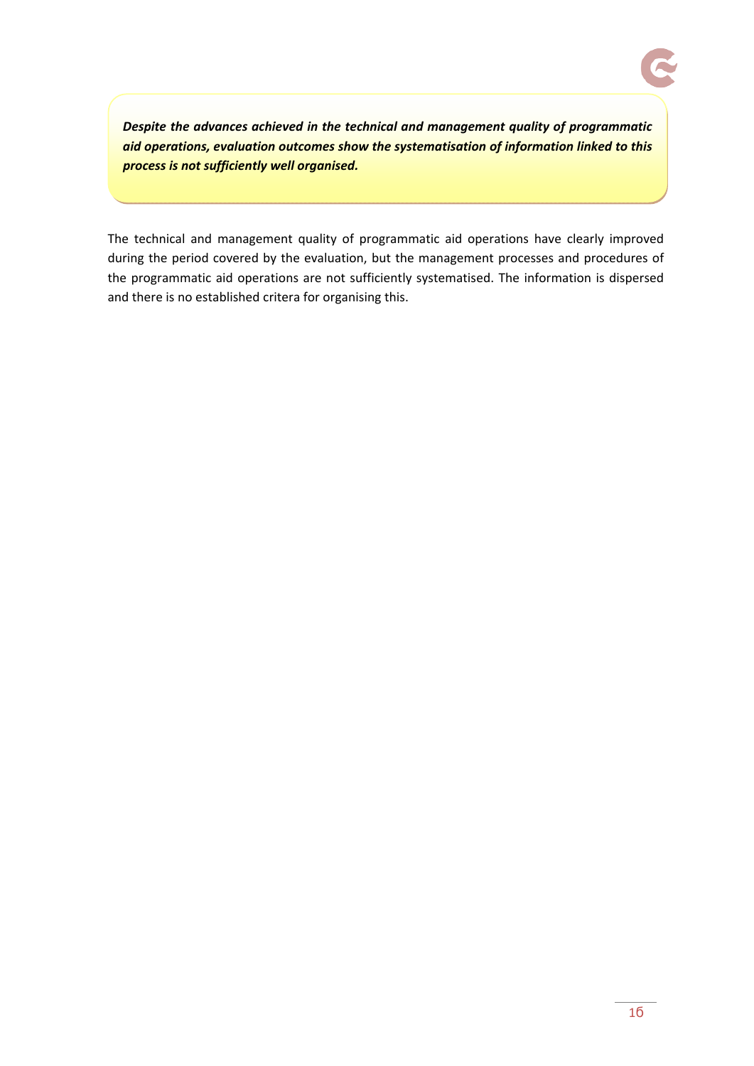***Despite the advances achieved in the technical and management quality of programmatic aid operations, evaluation outcomes show the systematisation of information linked to this process is not sufficiently well organised.***

The technical and management quality of programmatic aid operations have clearly improved during the period covered by the evaluation, but the management processes and procedures of the programmatic aid operations are not sufficiently systematised. The information is dispersed and there is no established critera for organising this.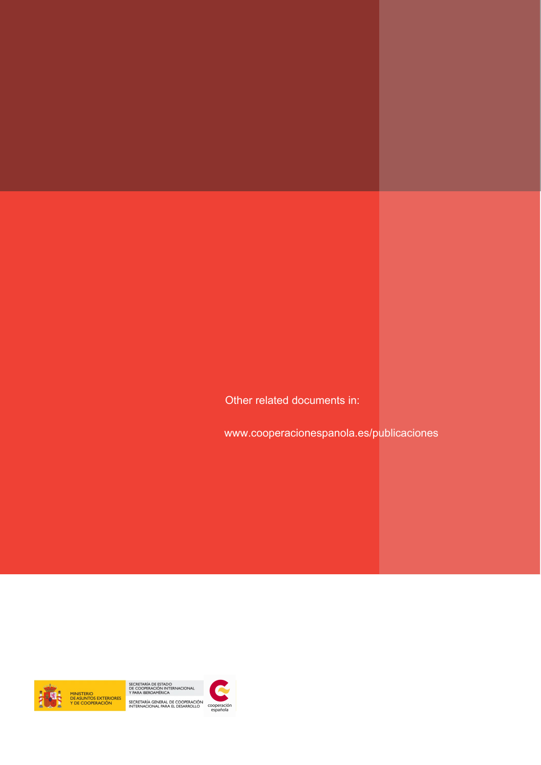Other related documents in:

www.cooperacionespanola.es/publicaciones

MINISTERIO
DE ASUNTOS EXTERIORES
Y DE COOPERACIÓN

SECRETARÍA DE ESTADO
DE COOPERACIÓN INTERNACIONAL
Y PARA IBEROAMÉRICA

SECRETARÍA GENERAL DE COOPERACIÓN
INTERNACIONAL PARA EL DESARROLLO

cooperación
española